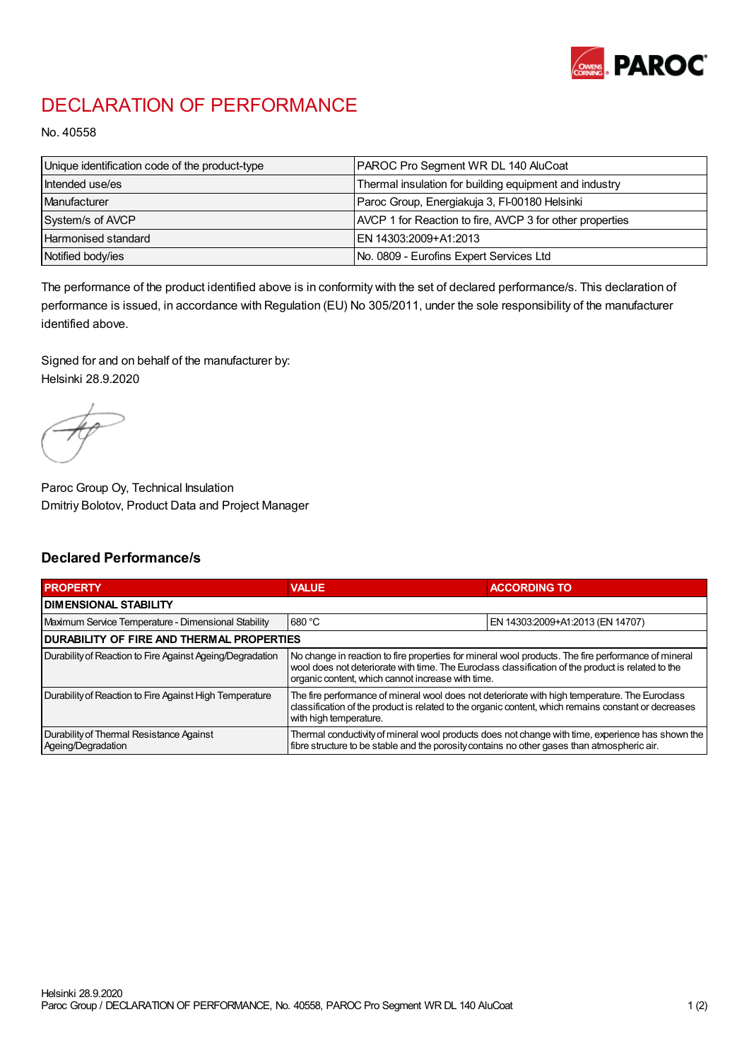# DECLARATION OF PERFORMANCE

No. 40558

| Unique identification code of the product-type | PAROC Pro Segment WR DL 140 AluCoat |
|---|---|
| Intended use/es | Thermal insulation for building equipment and industry |
| Manufacturer | Paroc Group, Energiakuja 3, FI-00180 Helsinki |
| System/s of AVCP | AVCP 1 for Reaction to fire, AVCP 3 for other properties |
| Harmonised standard | EN 14303:2009+A1:2013 |
| Notified body/ies | No. 0809 - Eurofins Expert Services Ltd |

The performance of the product identified above is in conformity with the set of declared performance/s. This declaration of performance is issued, in accordance with Regulation (EU) No 305/2011, under the sole responsibility of the manufacturer identified above.

Signed for and on behalf of the manufacturer by:
Helsinki 28.9.2020

Paroc Group Oy, Technical Insulation
Dmitriy Bolotov, Product Data and Project Manager

## Declared Performance/s

| PROPERTY | VALUE | ACCORDING TO |
|---|---|---|
| **DIMENSIONAL STABILITY** | | |
| Maximum Service Temperature - Dimensional Stability | 680 °C | EN 14303:2009+A1:2013 (EN 14707) |
| **DURABILITY OF FIRE AND THERMAL PROPERTIES** | | |
| Durability of Reaction to Fire Against Ageing/Degradation | No change in reaction to fire properties for mineral wool products. The fire performance of mineral wool does not deteriorate with time. The Euroclass classification of the product is related to the organic content, which cannot increase with time. | |
| Durability of Reaction to Fire Against High Temperature | The fire performance of mineral wool does not deteriorate with high temperature. The Euroclass classification of the product is related to the organic content, which remains constant or decreases with high temperature. | |
| Durability of Thermal Resistance Against Ageing/Degradation | Thermal conductivity of mineral wool products does not change with time, experience has shown the fibre structure to be stable and the porosity contains no other gases than atmospheric air. | |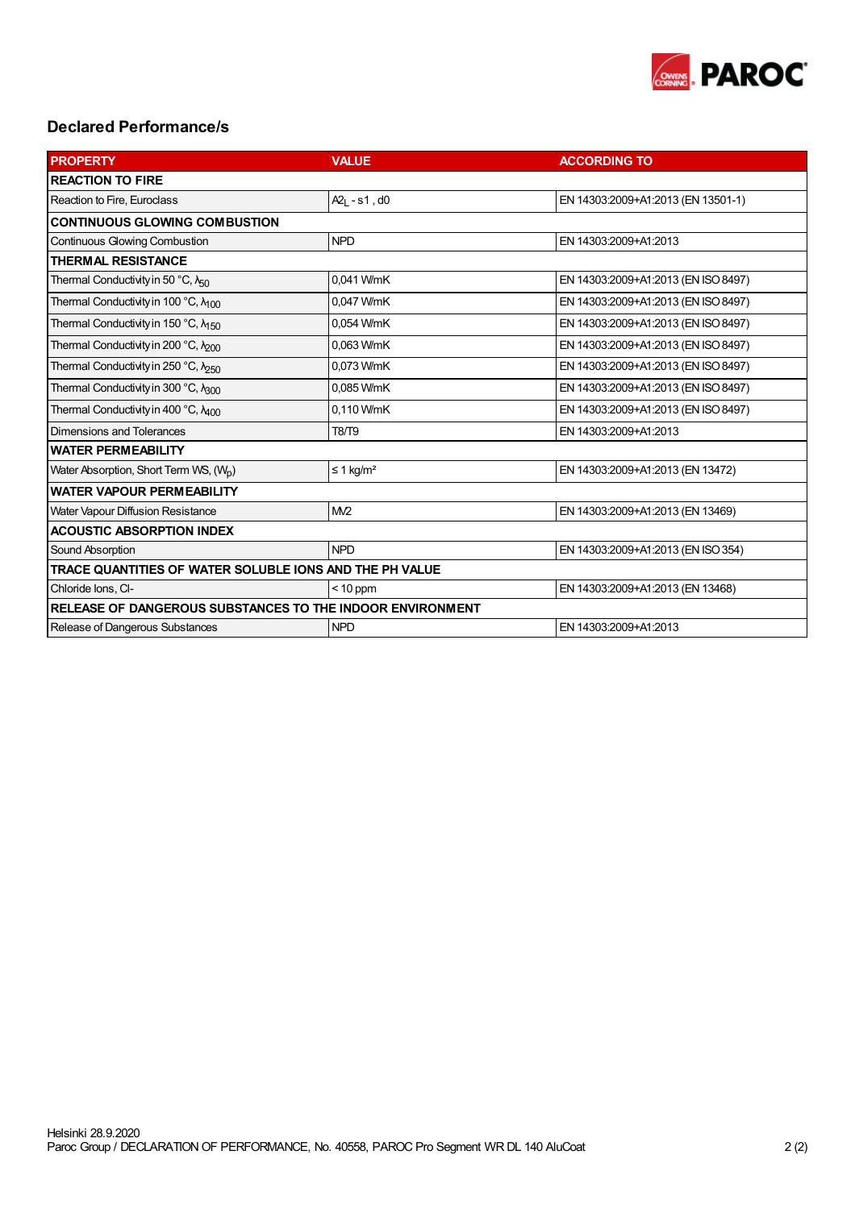## Declared Performance/s

| PROPERTY | VALUE | ACCORDING TO |
|---|---|---|
| **REACTION TO FIRE** | | |
| Reaction to Fire, Euroclass | $A2_L$ - s1 , d0 | EN 14303:2009+A1:2013 (EN 13501-1) |
| **CONTINUOUS GLOWING COMBUSTION** | | |
| Continuous Glowing Combustion | NPD | EN 14303:2009+A1:2013 |
| **THERMAL RESISTANCE** | | |
| Thermal Conductivity in 50 °C, $\lambda_{50}$ | 0,041 W/mK | EN 14303:2009+A1:2013 (EN ISO 8497) |
| Thermal Conductivity in 100 °C, $\lambda_{100}$ | 0,047 W/mK | EN 14303:2009+A1:2013 (EN ISO 8497) |
| Thermal Conductivity in 150 °C, $\lambda_{150}$ | 0,054 W/mK | EN 14303:2009+A1:2013 (EN ISO 8497) |
| Thermal Conductivity in 200 °C, $\lambda_{200}$ | 0,063 W/mK | EN 14303:2009+A1:2013 (EN ISO 8497) |
| Thermal Conductivity in 250 °C, $\lambda_{250}$ | 0,073 W/mK | EN 14303:2009+A1:2013 (EN ISO 8497) |
| Thermal Conductivity in 300 °C, $\lambda_{300}$ | 0,085 W/mK | EN 14303:2009+A1:2013 (EN ISO 8497) |
| Thermal Conductivity in 400 °C, $\lambda_{400}$ | 0,110 W/mK | EN 14303:2009+A1:2013 (EN ISO 8497) |
| Dimensions and Tolerances | T8/T9 | EN 14303:2009+A1:2013 |
| **WATER PERMEABILITY** | | |
| Water Absorption, Short Term WS, ($W_p$) | ≤ 1 kg/m² | EN 14303:2009+A1:2013 (EN 13472) |
| **WATER VAPOUR PERMEABILITY** | | |
| Water Vapour Diffusion Resistance | MV2 | EN 14303:2009+A1:2013 (EN 13469) |
| **ACOUSTIC ABSORPTION INDEX** | | |
| Sound Absorption | NPD | EN 14303:2009+A1:2013 (EN ISO 354) |
| **TRACE QUANTITIES OF WATER SOLUBLE IONS AND THE PH VALUE** | | |
| Chloride Ions, Cl- | < 10 ppm | EN 14303:2009+A1:2013 (EN 13468) |
| **RELEASE OF DANGEROUS SUBSTANCES TO THE INDOOR ENVIRONMENT** | | |
| Release of Dangerous Substances | NPD | EN 14303:2009+A1:2013 |

Helsinki 28.9.2020
Paroc Group / DECLARATION OF PERFORMANCE, No. 40558, PAROC Pro Segment WR DL 140 AluCoat